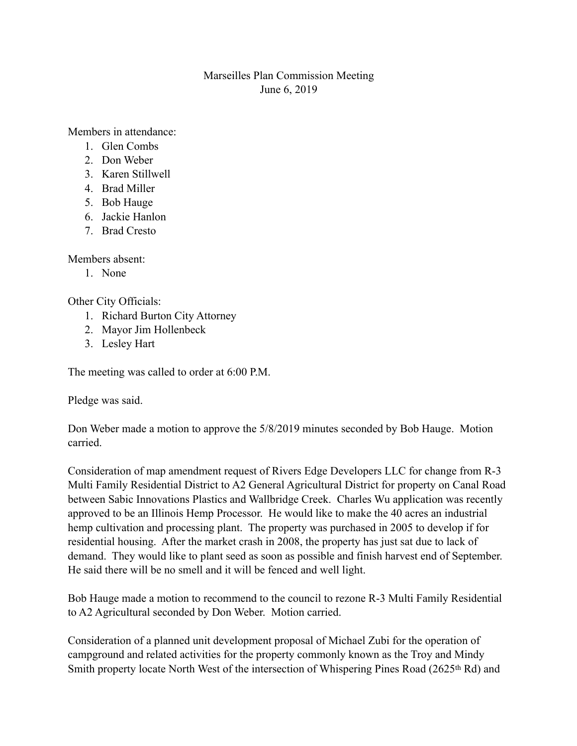Marseilles Plan Commission Meeting
June 6, 2019

Members in attendance:

1. Glen Combs
2. Don Weber
3. Karen Stillwell
4. Brad Miller
5. Bob Hauge
6. Jackie Hanlon
7. Brad Cresto

Members absent:

1. None

Other City Officials:

1. Richard Burton City Attorney
2. Mayor Jim Hollenbeck
3. Lesley Hart

The meeting was called to order at 6:00 P.M.

Pledge was said.

Don Weber made a motion to approve the 5/8/2019 minutes seconded by Bob Hauge. Motion carried.

Consideration of map amendment request of Rivers Edge Developers LLC for change from R-3 Multi Family Residential District to A2 General Agricultural District for property on Canal Road between Sabic Innovations Plastics and Wallbridge Creek. Charles Wu application was recently approved to be an Illinois Hemp Processor. He would like to make the 40 acres an industrial hemp cultivation and processing plant. The property was purchased in 2005 to develop if for residential housing. After the market crash in 2008, the property has just sat due to lack of demand. They would like to plant seed as soon as possible and finish harvest end of September. He said there will be no smell and it will be fenced and well light.

Bob Hauge made a motion to recommend to the council to rezone R-3 Multi Family Residential to A2 Agricultural seconded by Don Weber. Motion carried.

Consideration of a planned unit development proposal of Michael Zubi for the operation of campground and related activities for the property commonly known as the Troy and Mindy Smith property locate North West of the intersection of Whispering Pines Road (2625th Rd) and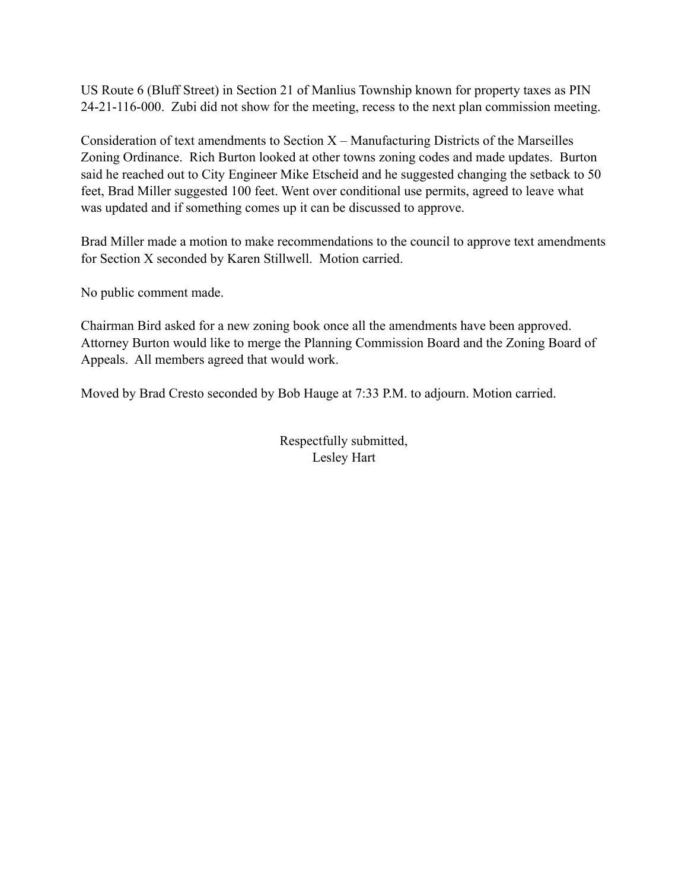US Route 6 (Bluff Street) in Section 21 of Manlius Township known for property taxes as PIN 24-21-116-000. Zubi did not show for the meeting, recess to the next plan commission meeting.

Consideration of text amendments to Section X – Manufacturing Districts of the Marseilles Zoning Ordinance. Rich Burton looked at other towns zoning codes and made updates. Burton said he reached out to City Engineer Mike Etscheid and he suggested changing the setback to 50 feet, Brad Miller suggested 100 feet. Went over conditional use permits, agreed to leave what was updated and if something comes up it can be discussed to approve.

Brad Miller made a motion to make recommendations to the council to approve text amendments for Section X seconded by Karen Stillwell. Motion carried.

No public comment made.

Chairman Bird asked for a new zoning book once all the amendments have been approved. Attorney Burton would like to merge the Planning Commission Board and the Zoning Board of Appeals. All members agreed that would work.

Moved by Brad Cresto seconded by Bob Hauge at 7:33 P.M. to adjourn. Motion carried.

Respectfully submitted,
Lesley Hart